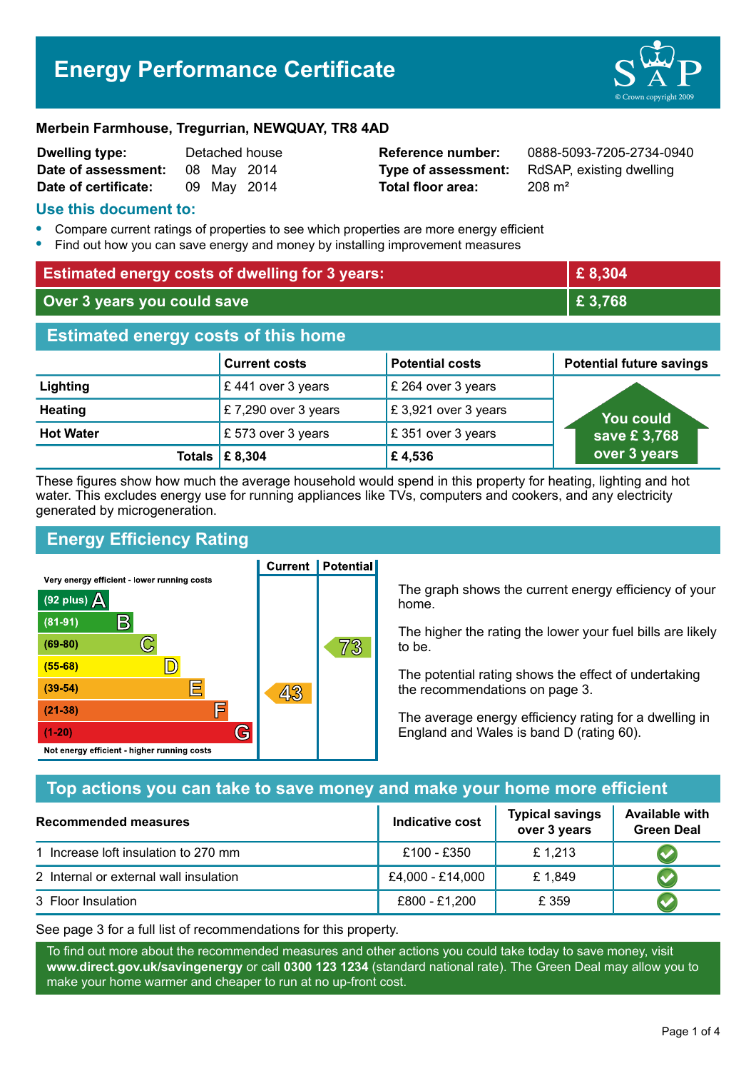# Energy Performance Certificate

**Merbein Farmhouse, Tregurrian, NEWQUAY, TR8 4AD**

| | | | |
|---|---|---|---|
| **Dwelling type:** | Detached house | **Reference number:** | 0888-5093-7205-2734-0940 |
| **Date of assessment:** | 08 May 2014 | **Type of assessment:** | RdSAP, existing dwelling |
| **Date of certificate:** | 09 May 2014 | **Total floor area:** | 208 m² |

## Use this document to:

- Compare current ratings of properties to see which properties are more energy efficient
- Find out how you can save energy and money by installing improvement measures

| | |
|---|---|
| **Estimated energy costs of dwelling for 3 years:** | **£ 8,304** |
| **Over 3 years you could save** | **£ 3,768** |

## Estimated energy costs of this home

| | Current costs | Potential costs | Potential future savings |
|---|---|---|---|
| **Lighting** | £ 441 over 3 years | £ 264 over 3 years | You could save £ 3,768 over 3 years |
| **Heating** | £ 7,290 over 3 years | £ 3,921 over 3 years | |
| **Hot Water** | £ 573 over 3 years | £ 351 over 3 years | |
| **Totals** | **£ 8,304** | **£ 4,536** | |

These figures show how much the average household would spend in this property for heating, lighting and hot water. This excludes energy use for running appliances like TVs, computers and cookers, and any electricity generated by microgeneration.

## Energy Efficiency Rating

| Rating | Current | Potential |
|---|---|---|
| Very energy efficient - lower running costs | | |
| (92 plus) A | | |
| (81-91) B | | |
| (69-80) C | | 73 |
| (55-68) D | | |
| (39-54) E | 43 | |
| (21-38) F | | |
| (1-20) G | | |
| Not energy efficient - higher running costs | | |

The graph shows the current energy efficiency of your home.

The higher the rating the lower your fuel bills are likely to be.

The potential rating shows the effect of undertaking the recommendations on page 3.

The average energy efficiency rating for a dwelling in England and Wales is band D (rating 60).

## Top actions you can take to save money and make your home more efficient

| Recommended measures | Indicative cost | Typical savings over 3 years | Available with Green Deal |
|---|---|---|---|
| 1 Increase loft insulation to 270 mm | £100 - £350 | £ 1,213 | ✔ |
| 2 Internal or external wall insulation | £4,000 - £14,000 | £ 1,849 | ✔ |
| 3 Floor Insulation | £800 - £1,200 | £ 359 | ✔ |

See page 3 for a full list of recommendations for this property.

To find out more about the recommended measures and other actions you could take today to save money, visit **www.direct.gov.uk/savingenergy** or call **0300 123 1234** (standard national rate). The Green Deal may allow you to make your home warmer and cheaper to run at no up-front cost.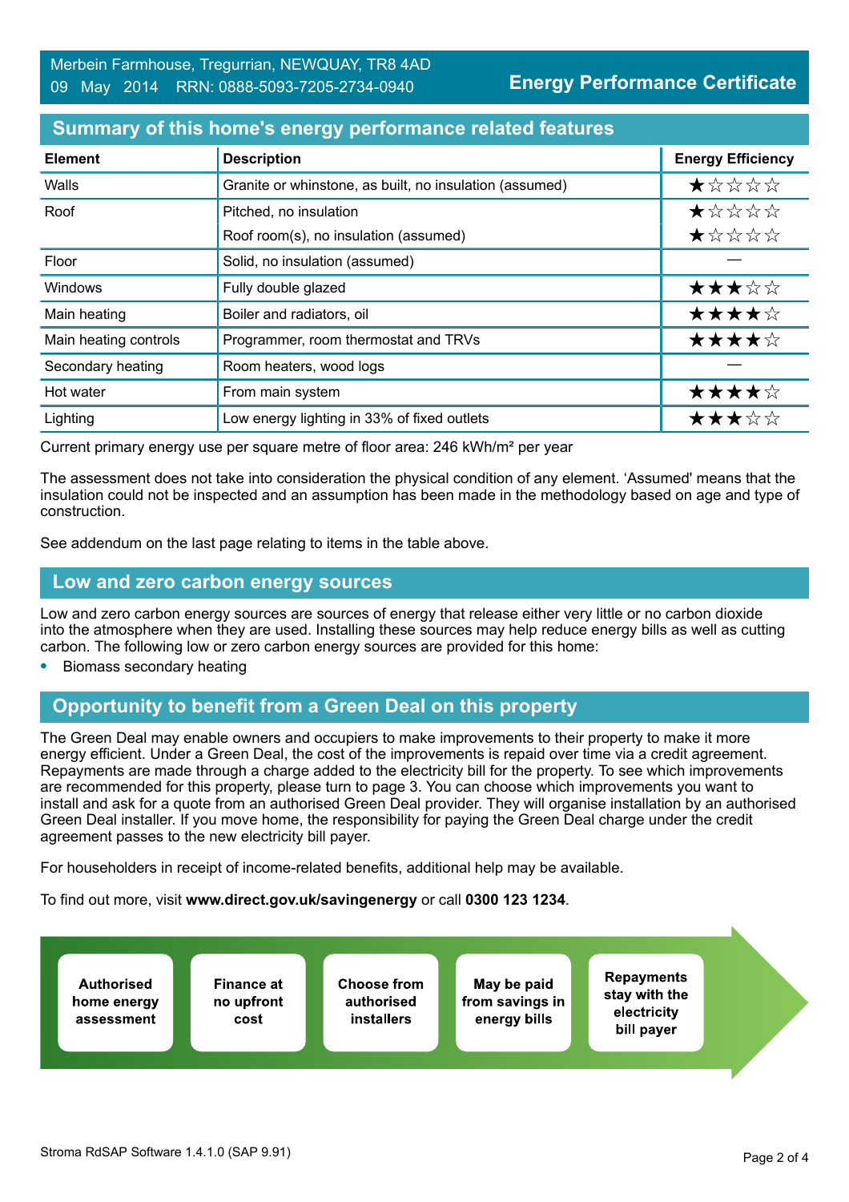Merbein Farmhouse, Tregurrian, NEWQUAY, TR8 4AD
09 May 2014 RRN: 0888-5093-7205-2734-0940

**Energy Performance Certificate**

## Summary of this home's energy performance related features

| Element | Description | Energy Efficiency |
|---|---|---|
| Walls | Granite or whinstone, as built, no insulation (assumed) | ★☆☆☆☆ |
| Roof | Pitched, no insulation | ★☆☆☆☆ |
| | Roof room(s), no insulation (assumed) | ★☆☆☆☆ |
| Floor | Solid, no insulation (assumed) | — |
| Windows | Fully double glazed | ★★★☆☆ |
| Main heating | Boiler and radiators, oil | ★★★★☆ |
| Main heating controls | Programmer, room thermostat and TRVs | ★★★★☆ |
| Secondary heating | Room heaters, wood logs | — |
| Hot water | From main system | ★★★★☆ |
| Lighting | Low energy lighting in 33% of fixed outlets | ★★★☆☆ |

Current primary energy use per square metre of floor area: 246 kWh/m² per year

The assessment does not take into consideration the physical condition of any element. 'Assumed' means that the insulation could not be inspected and an assumption has been made in the methodology based on age and type of construction.

See addendum on the last page relating to items in the table above.

## Low and zero carbon energy sources

Low and zero carbon energy sources are sources of energy that release either very little or no carbon dioxide into the atmosphere when they are used. Installing these sources may help reduce energy bills as well as cutting carbon. The following low or zero carbon energy sources are provided for this home:

- Biomass secondary heating

## Opportunity to benefit from a Green Deal on this property

The Green Deal may enable owners and occupiers to make improvements to their property to make it more energy efficient. Under a Green Deal, the cost of the improvements is repaid over time via a credit agreement. Repayments are made through a charge added to the electricity bill for the property. To see which improvements are recommended for this property, please turn to page 3. You can choose which improvements you want to install and ask for a quote from an authorised Green Deal provider. They will organise installation by an authorised Green Deal installer. If you move home, the responsibility for paying the Green Deal charge under the credit agreement passes to the new electricity bill payer.

For householders in receipt of income-related benefits, additional help may be available.

To find out more, visit **www.direct.gov.uk/savingenergy** or call **0300 123 1234**.

**Authorised home energy assessment** → **Finance at no upfront cost** → **Choose from authorised installers** → **May be paid from savings in energy bills** → **Repayments stay with the electricity bill payer**

Stroma RdSAP Software 1.4.1.0 (SAP 9.91)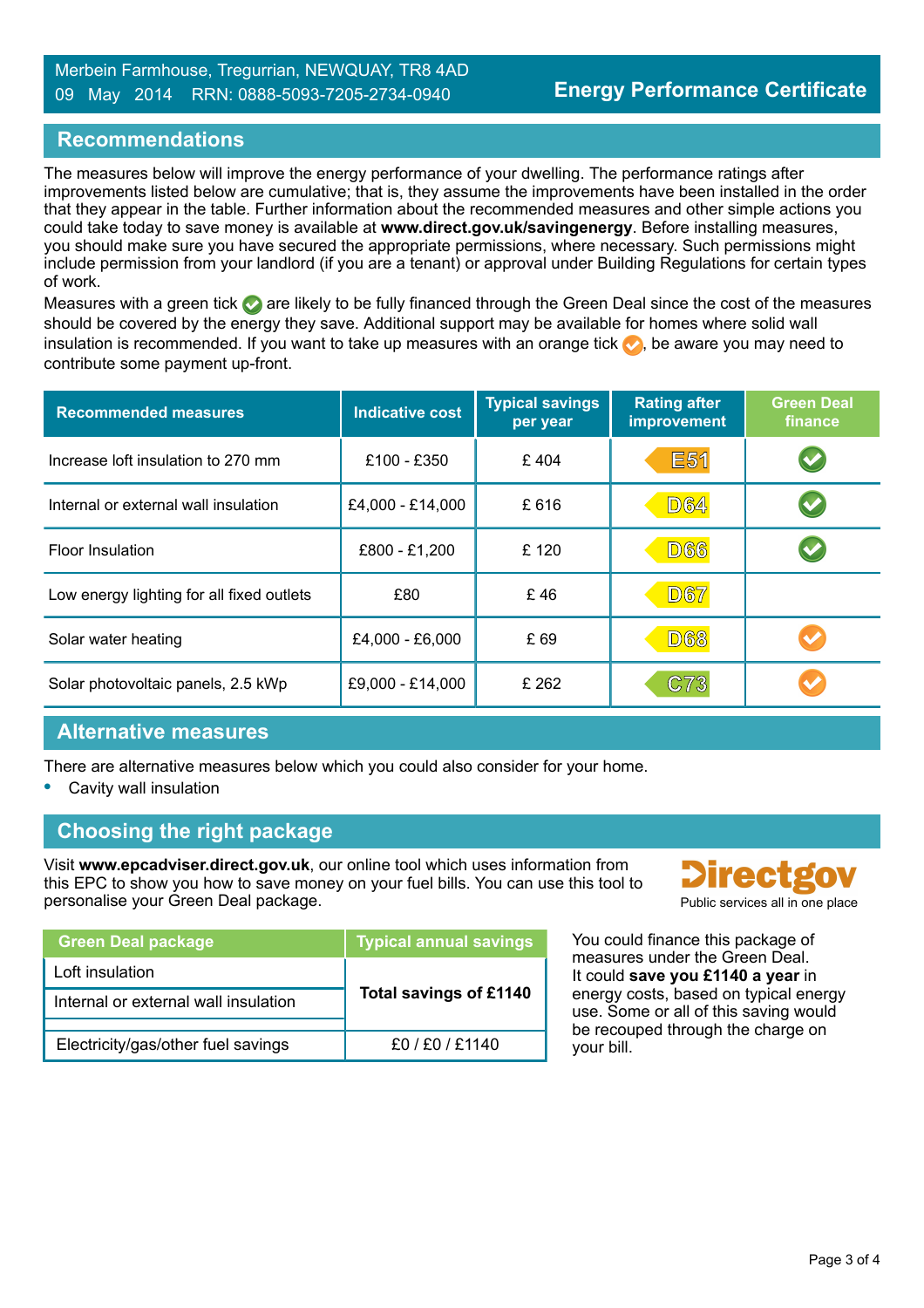Merbein Farmhouse, Tregurrian, NEWQUAY, TR8 4AD
09 May 2014 RRN: 0888-5093-7205-2734-0940

**Energy Performance Certificate**

## Recommendations

The measures below will improve the energy performance of your dwelling. The performance ratings after improvements listed below are cumulative; that is, they assume the improvements have been installed in the order that they appear in the table. Further information about the recommended measures and other simple actions you could take today to save money is available at **www.direct.gov.uk/savingenergy**. Before installing measures, you should make sure you have secured the appropriate permissions, where necessary. Such permissions might include permission from your landlord (if you are a tenant) or approval under Building Regulations for certain types of work.

Measures with a green tick ✓ are likely to be fully financed through the Green Deal since the cost of the measures should be covered by the energy they save. Additional support may be available for homes where solid wall insulation is recommended. If you want to take up measures with an orange tick ✓, be aware you may need to contribute some payment up-front.

| Recommended measures | Indicative cost | Typical savings per year | Rating after improvement | Green Deal finance |
|---|---|---|---|---|
| Increase loft insulation to 270 mm | £100 - £350 | £ 404 | E51 | ✓ (green) |
| Internal or external wall insulation | £4,000 - £14,000 | £ 616 | D64 | ✓ (green) |
| Floor Insulation | £800 - £1,200 | £ 120 | D66 | ✓ (green) |
| Low energy lighting for all fixed outlets | £80 | £ 46 | D67 | |
| Solar water heating | £4,000 - £6,000 | £ 69 | D68 | ✓ (orange) |
| Solar photovoltaic panels, 2.5 kWp | £9,000 - £14,000 | £ 262 | C73 | ✓ (orange) |

## Alternative measures

There are alternative measures below which you could also consider for your home.

- Cavity wall insulation

## Choosing the right package

Visit **www.epcadviser.direct.gov.uk**, our online tool which uses information from this EPC to show you how to save money on your fuel bills. You can use this tool to personalise your Green Deal package.

Directgov
Public services all in one place

| Green Deal package | Typical annual savings |
|---|---|
| Loft insulation | **Total savings of £1140** |
| Internal or external wall insulation | |
| Electricity/gas/other fuel savings | £0 / £0 / £1140 |

You could finance this package of measures under the Green Deal. It could **save you £1140 a year** in energy costs, based on typical energy use. Some or all of this saving would be recouped through the charge on your bill.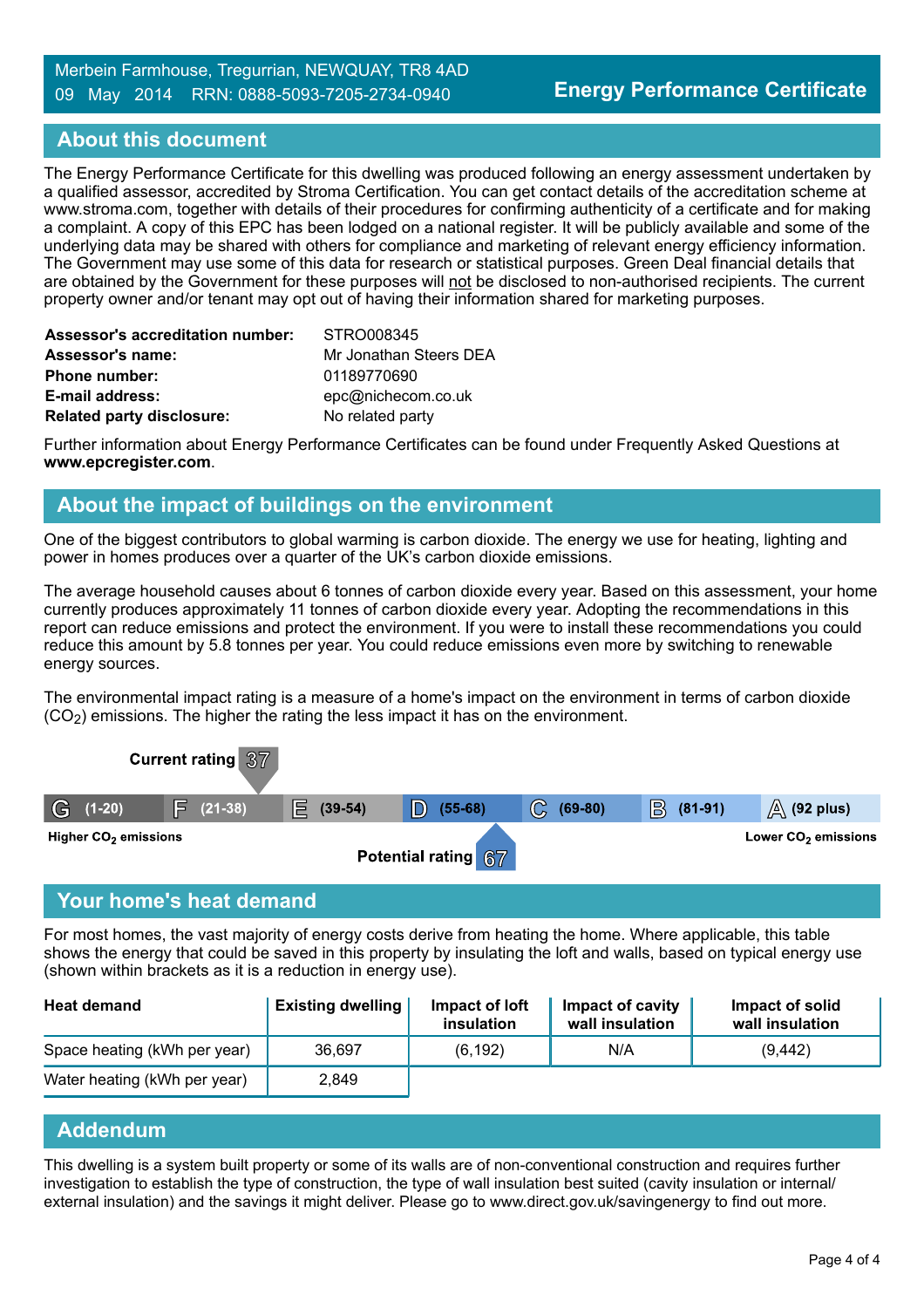Merbein Farmhouse, Tregurrian, NEWQUAY, TR8 4AD
09 May 2014 RRN: 0888-5093-7205-2734-0940

**Energy Performance Certificate**

## About this document

The Energy Performance Certificate for this dwelling was produced following an energy assessment undertaken by a qualified assessor, accredited by Stroma Certification. You can get contact details of the accreditation scheme at www.stroma.com, together with details of their procedures for confirming authenticity of a certificate and for making a complaint. A copy of this EPC has been lodged on a national register. It will be publicly available and some of the underlying data may be shared with others for compliance and marketing of relevant energy efficiency information. The Government may use some of this data for research or statistical purposes. Green Deal financial details that are obtained by the Government for these purposes will not be disclosed to non-authorised recipients. The current property owner and/or tenant may opt out of having their information shared for marketing purposes.

| | |
|---|---|
| **Assessor's accreditation number:** | STRO008345 |
| **Assessor's name:** | Mr Jonathan Steers DEA |
| **Phone number:** | 01189770690 |
| **E-mail address:** | epc@nichecom.co.uk |
| **Related party disclosure:** | No related party |

Further information about Energy Performance Certificates can be found under Frequently Asked Questions at **www.epcregister.com**.

## About the impact of buildings on the environment

One of the biggest contributors to global warming is carbon dioxide. The energy we use for heating, lighting and power in homes produces over a quarter of the UK's carbon dioxide emissions.

The average household causes about 6 tonnes of carbon dioxide every year. Based on this assessment, your home currently produces approximately 11 tonnes of carbon dioxide every year. Adopting the recommendations in this report can reduce emissions and protect the environment. If you were to install these recommendations you could reduce this amount by 5.8 tonnes per year. You could reduce emissions even more by switching to renewable energy sources.

The environmental impact rating is a measure of a home's impact on the environment in terms of carbon dioxide ($CO_2$) emissions. The higher the rating the less impact it has on the environment.

Current rating 37

G (1-20) F (21-38) E (39-54) D (55-68) C (69-80) B (81-91) A (92 plus)

Higher $CO_2$ emissions

Lower $CO_2$ emissions

Potential rating 67

## Your home's heat demand

For most homes, the vast majority of energy costs derive from heating the home. Where applicable, this table shows the energy that could be saved in this property by insulating the loft and walls, based on typical energy use (shown within brackets as it is a reduction in energy use).

| Heat demand | Existing dwelling | Impact of loft insulation | Impact of cavity wall insulation | Impact of solid wall insulation |
|---|---|---|---|---|
| Space heating (kWh per year) | 36,697 | (6,192) | N/A | (9,442) |
| Water heating (kWh per year) | 2,849 | | | |

## Addendum

This dwelling is a system built property or some of its walls are of non-conventional construction and requires further investigation to establish the type of construction, the type of wall insulation best suited (cavity insulation or internal/ external insulation) and the savings it might deliver. Please go to www.direct.gov.uk/savingenergy to find out more.